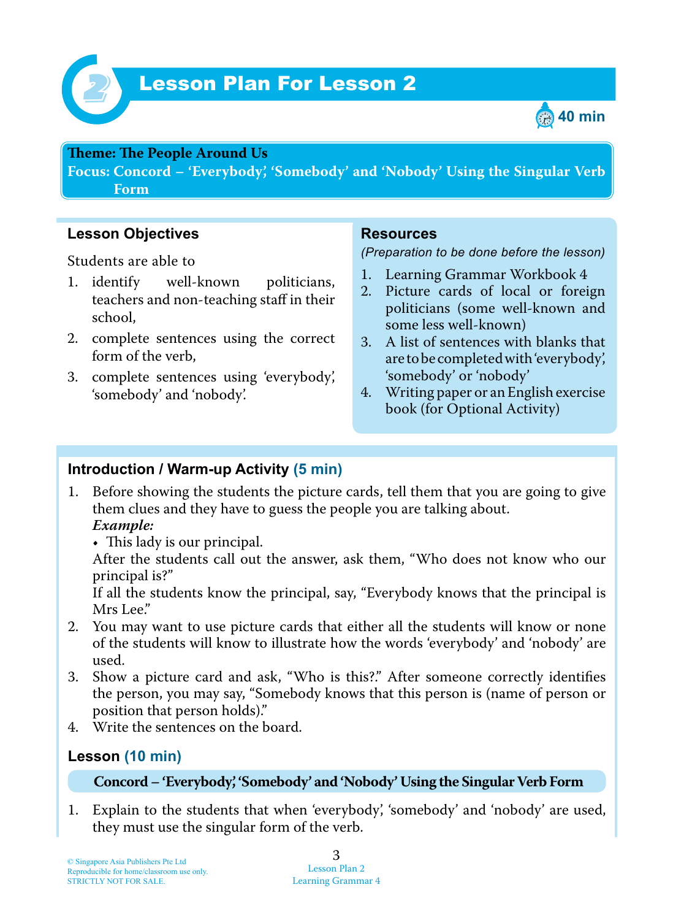# Lesson Plan For Lesson 2

40 min

**Theme: The People Around Us**
**Focus: Concord – 'Everybody', 'Somebody' and 'Nobody' Using the Singular Verb Form**

## Lesson Objectives

Students are able to

1. identify well-known politicians, teachers and non-teaching staff in their school,
2. complete sentences using the correct form of the verb,
3. complete sentences using 'everybody', 'somebody' and 'nobody'.

## Resources

*(Preparation to be done before the lesson)*

1. Learning Grammar Workbook 4
2. Picture cards of local or foreign politicians (some well-known and some less well-known)
3. A list of sentences with blanks that are to be completed with 'everybody', 'somebody' or 'nobody'
4. Writing paper or an English exercise book (for Optional Activity)

## Introduction / Warm-up Activity (5 min)

1. Before showing the students the picture cards, tell them that you are going to give them clues and they have to guess the people you are talking about.
   ***Example:***
   - This lady is our principal.

   After the students call out the answer, ask them, "Who does not know who our principal is?"
   If all the students know the principal, say, "Everybody knows that the principal is Mrs Lee."
2. You may want to use picture cards that either all the students will know or none of the students will know to illustrate how the words 'everybody' and 'nobody' are used.
3. Show a picture card and ask, "Who is this?." After someone correctly identifies the person, you may say, "Somebody knows that this person is (name of person or position that person holds)."
4. Write the sentences on the board.

## Lesson (10 min)

**Concord – 'Everybody', 'Somebody' and 'Nobody' Using the Singular Verb Form**

1. Explain to the students that when 'everybody', 'somebody' and 'nobody' are used, they must use the singular form of the verb.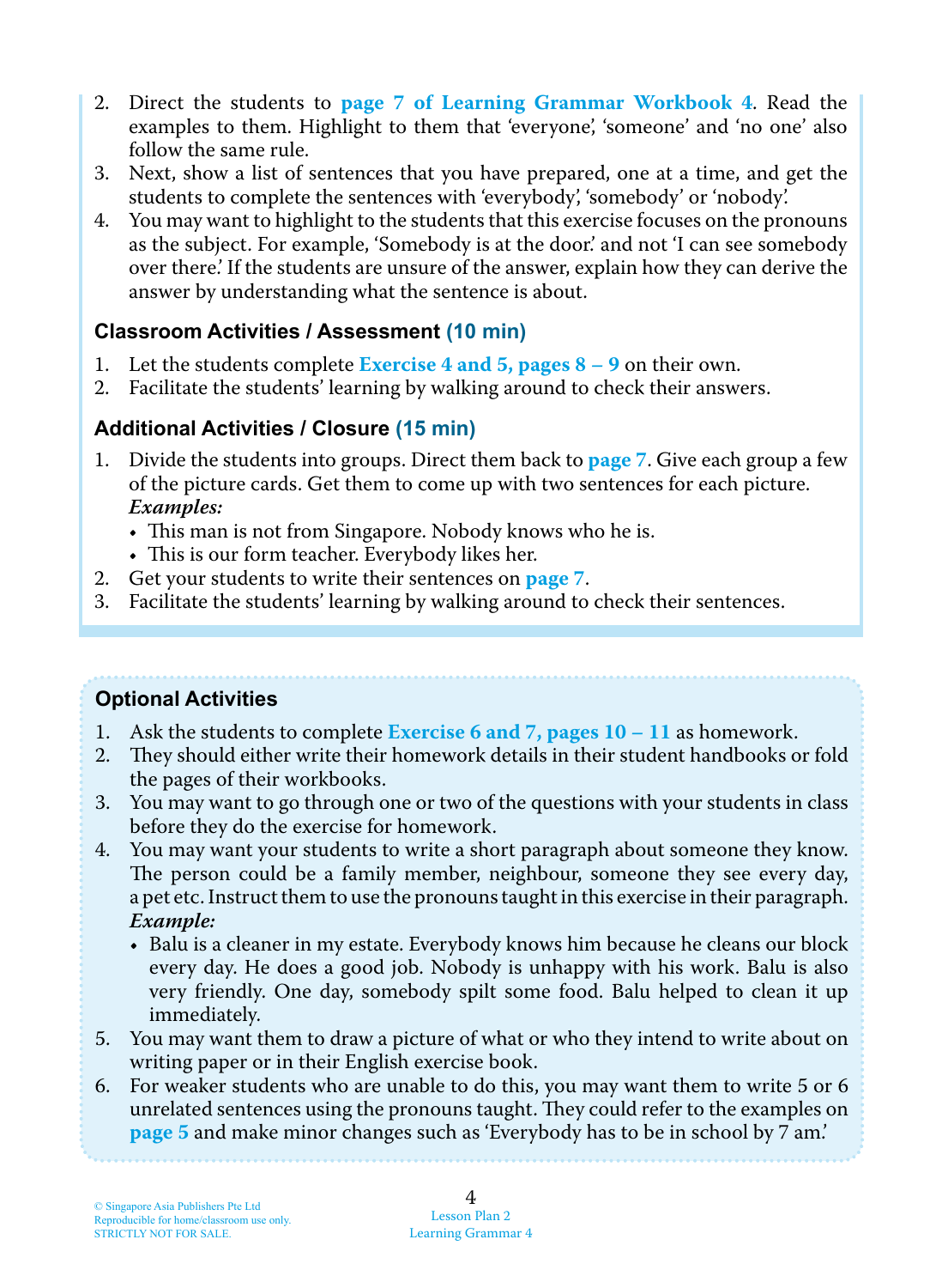2. Direct the students to **page 7 of Learning Grammar Workbook 4**. Read the examples to them. Highlight to them that 'everyone', 'someone' and 'no one' also follow the same rule.
3. Next, show a list of sentences that you have prepared, one at a time, and get the students to complete the sentences with 'everybody', 'somebody' or 'nobody'.
4. You may want to highlight to the students that this exercise focuses on the pronouns as the subject. For example, 'Somebody is at the door.' and not 'I can see somebody over there.' If the students are unsure of the answer, explain how they can derive the answer by understanding what the sentence is about.

### Classroom Activities / Assessment (10 min)

1. Let the students complete **Exercise 4 and 5, pages 8 – 9** on their own.
2. Facilitate the students' learning by walking around to check their answers.

### Additional Activities / Closure (15 min)

1. Divide the students into groups. Direct them back to **page 7**. Give each group a few of the picture cards. Get them to come up with two sentences for each picture.
   ***Examples:***
   - This man is not from Singapore. Nobody knows who he is.
   - This is our form teacher. Everybody likes her.
2. Get your students to write their sentences on **page 7**.
3. Facilitate the students' learning by walking around to check their sentences.

### Optional Activities

1. Ask the students to complete **Exercise 6 and 7, pages 10 – 11** as homework.
2. They should either write their homework details in their student handbooks or fold the pages of their workbooks.
3. You may want to go through one or two of the questions with your students in class before they do the exercise for homework.
4. You may want your students to write a short paragraph about someone they know. The person could be a family member, neighbour, someone they see every day, a pet etc. Instruct them to use the pronouns taught in this exercise in their paragraph.
   ***Example:***
   - Balu is a cleaner in my estate. Everybody knows him because he cleans our block every day. He does a good job. Nobody is unhappy with his work. Balu is also very friendly. One day, somebody spilt some food. Balu helped to clean it up immediately.
5. You may want them to draw a picture of what or who they intend to write about on writing paper or in their English exercise book.
6. For weaker students who are unable to do this, you may want them to write 5 or 6 unrelated sentences using the pronouns taught. They could refer to the examples on **page 5** and make minor changes such as 'Everybody has to be in school by 7 am.'